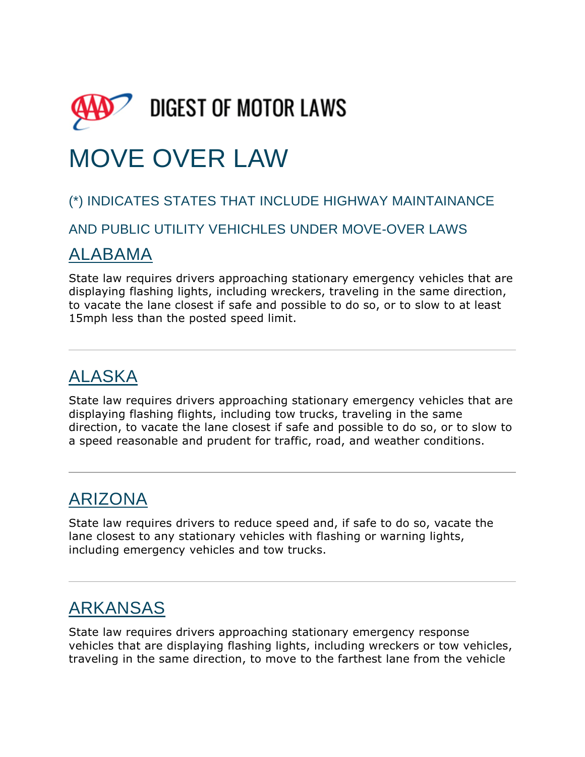# DIGEST OF MOTOR LAWS

# MOVE OVER LAW

(*) INDICATES STATES THAT INCLUDE HIGHWAY MAINTAINANCE

AND PUBLIC UTILITY VEHICHLES UNDER MOVE-OVER LAWS

## ALABAMA

State law requires drivers approaching stationary emergency vehicles that are displaying flashing lights, including wreckers, traveling in the same direction, to vacate the lane closest if safe and possible to do so, or to slow to at least 15mph less than the posted speed limit.

---

## ALASKA

State law requires drivers approaching stationary emergency vehicles that are displaying flashing flights, including tow trucks, traveling in the same direction, to vacate the lane closest if safe and possible to do so, or to slow to a speed reasonable and prudent for traffic, road, and weather conditions.

---

## ARIZONA

State law requires drivers to reduce speed and, if safe to do so, vacate the lane closest to any stationary vehicles with flashing or warning lights, including emergency vehicles and tow trucks.

---

## ARKANSAS

State law requires drivers approaching stationary emergency response vehicles that are displaying flashing lights, including wreckers or tow vehicles, traveling in the same direction, to move to the farthest lane from the vehicle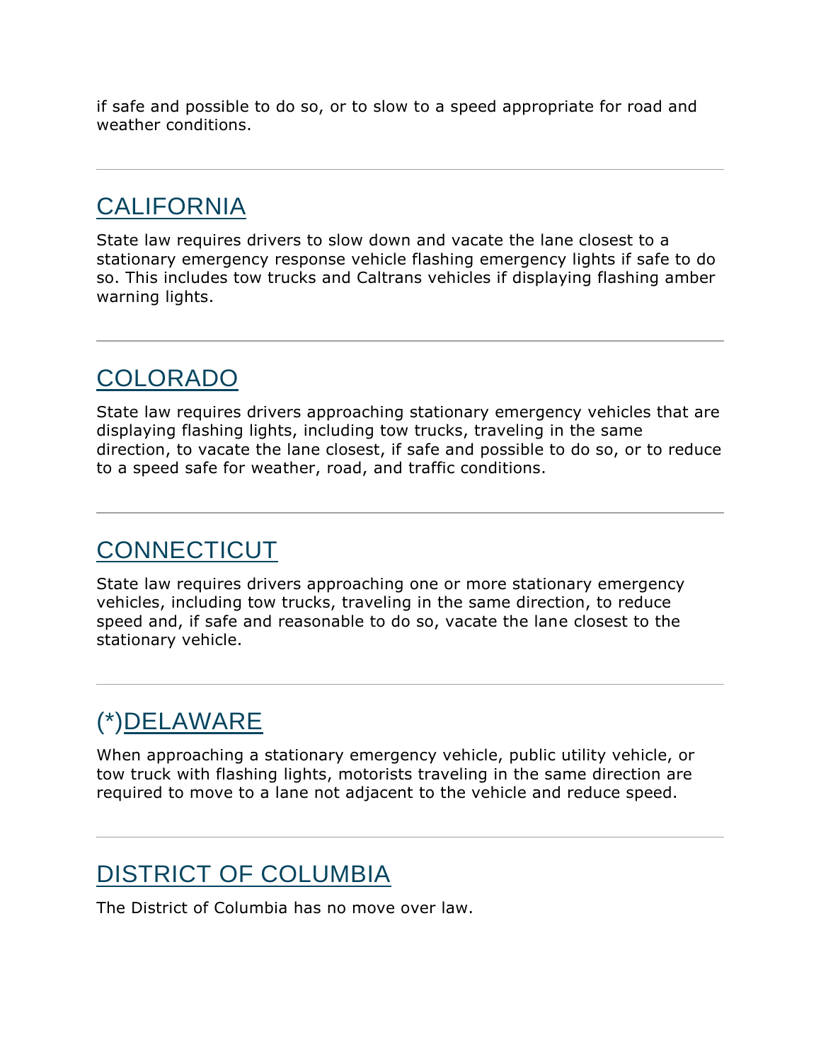if safe and possible to do so, or to slow to a speed appropriate for road and weather conditions.

---

## CALIFORNIA

State law requires drivers to slow down and vacate the lane closest to a stationary emergency response vehicle flashing emergency lights if safe to do so. This includes tow trucks and Caltrans vehicles if displaying flashing amber warning lights.

---

## COLORADO

State law requires drivers approaching stationary emergency vehicles that are displaying flashing lights, including tow trucks, traveling in the same direction, to vacate the lane closest, if safe and possible to do so, or to reduce to a speed safe for weather, road, and traffic conditions.

---

## CONNECTICUT

State law requires drivers approaching one or more stationary emergency vehicles, including tow trucks, traveling in the same direction, to reduce speed and, if safe and reasonable to do so, vacate the lane closest to the stationary vehicle.

---

## (*)DELAWARE

When approaching a stationary emergency vehicle, public utility vehicle, or tow truck with flashing lights, motorists traveling in the same direction are required to move to a lane not adjacent to the vehicle and reduce speed.

---

## DISTRICT OF COLUMBIA

The District of Columbia has no move over law.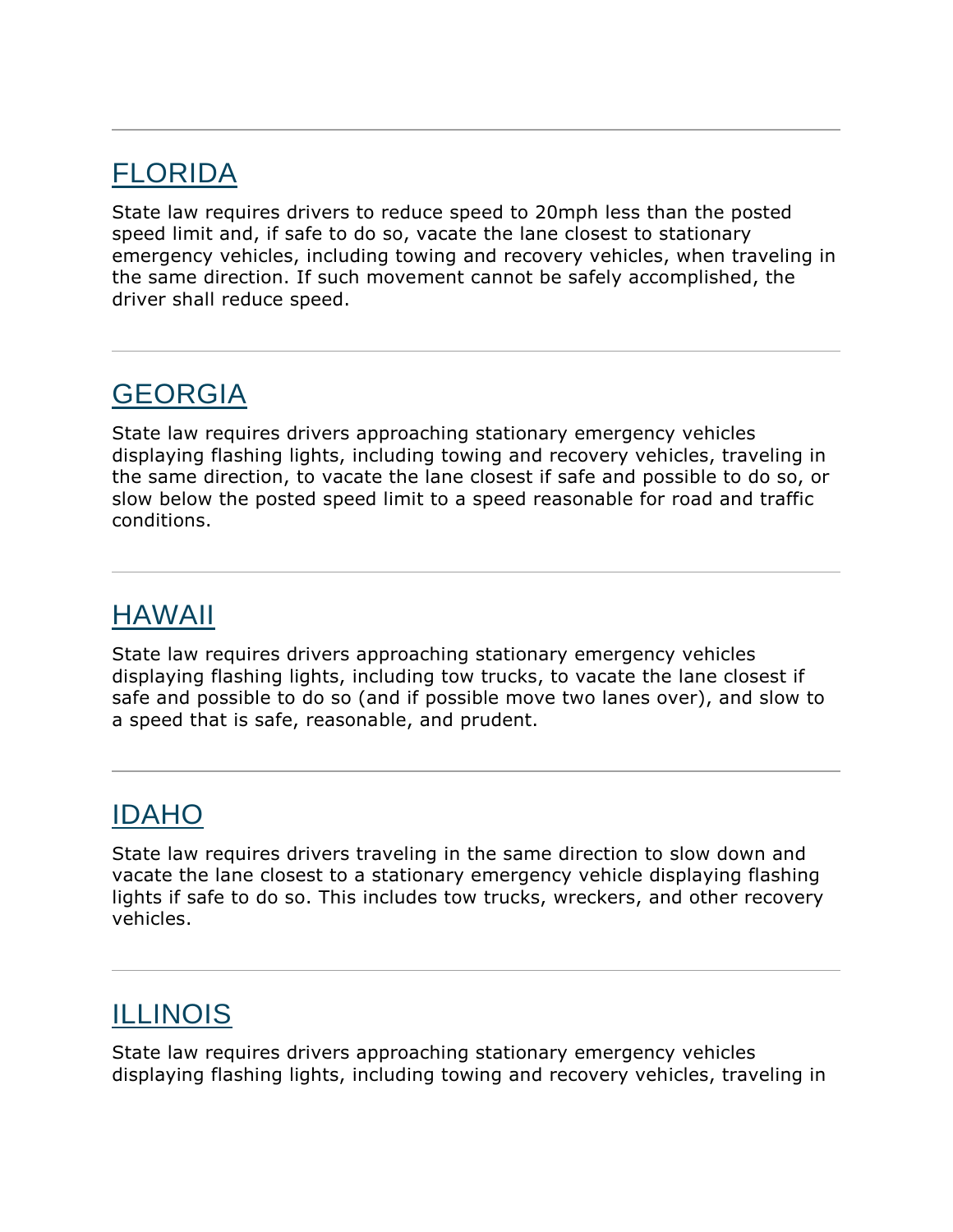---

## FLORIDA

State law requires drivers to reduce speed to 20mph less than the posted speed limit and, if safe to do so, vacate the lane closest to stationary emergency vehicles, including towing and recovery vehicles, when traveling in the same direction. If such movement cannot be safely accomplished, the driver shall reduce speed.

---

## GEORGIA

State law requires drivers approaching stationary emergency vehicles displaying flashing lights, including towing and recovery vehicles, traveling in the same direction, to vacate the lane closest if safe and possible to do so, or slow below the posted speed limit to a speed reasonable for road and traffic conditions.

---

## HAWAII

State law requires drivers approaching stationary emergency vehicles displaying flashing lights, including tow trucks, to vacate the lane closest if safe and possible to do so (and if possible move two lanes over), and slow to a speed that is safe, reasonable, and prudent.

---

## IDAHO

State law requires drivers traveling in the same direction to slow down and vacate the lane closest to a stationary emergency vehicle displaying flashing lights if safe to do so. This includes tow trucks, wreckers, and other recovery vehicles.

---

## ILLINOIS

State law requires drivers approaching stationary emergency vehicles displaying flashing lights, including towing and recovery vehicles, traveling in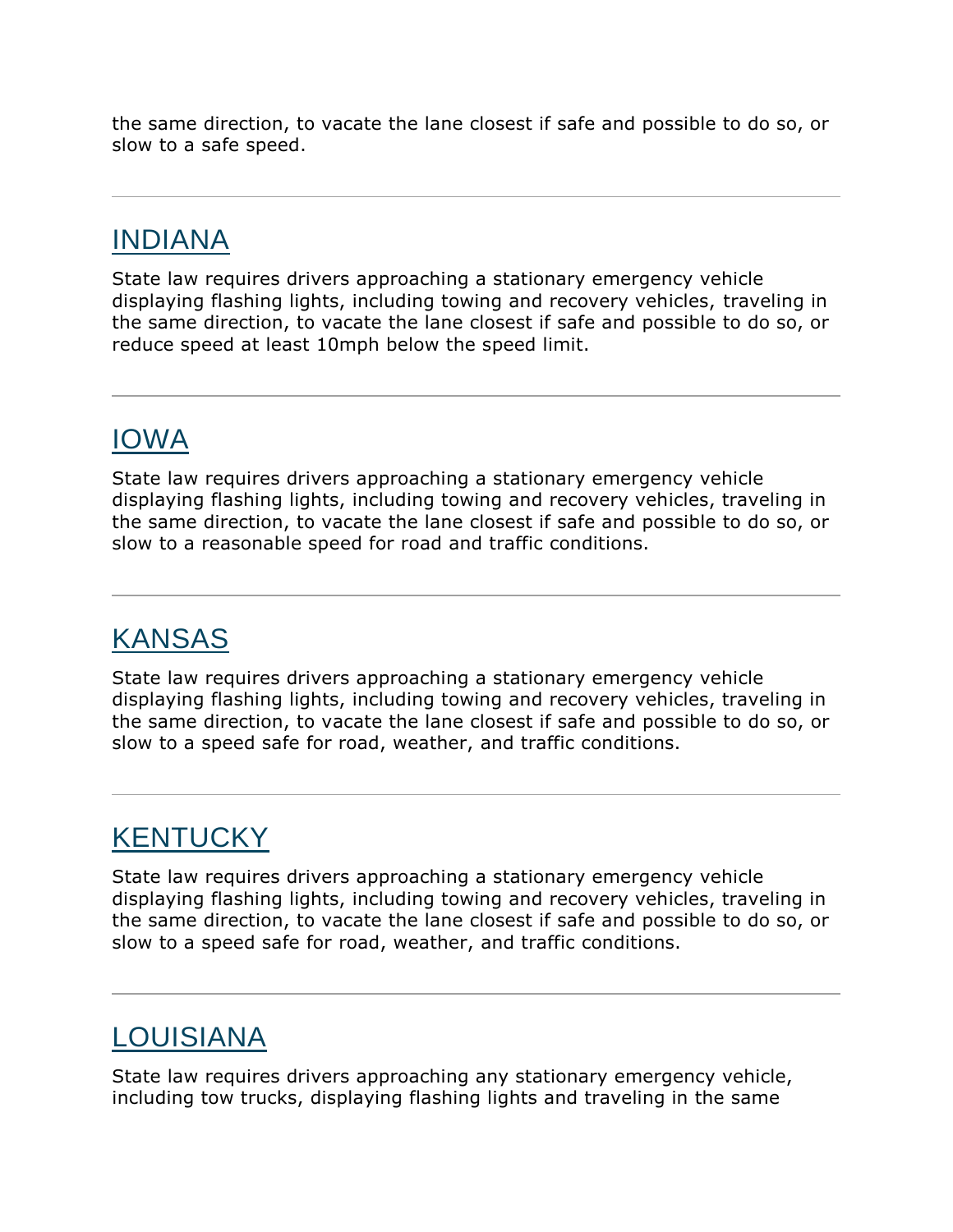the same direction, to vacate the lane closest if safe and possible to do so, or slow to a safe speed.

---

## INDIANA

State law requires drivers approaching a stationary emergency vehicle displaying flashing lights, including towing and recovery vehicles, traveling in the same direction, to vacate the lane closest if safe and possible to do so, or reduce speed at least 10mph below the speed limit.

---

## IOWA

State law requires drivers approaching a stationary emergency vehicle displaying flashing lights, including towing and recovery vehicles, traveling in the same direction, to vacate the lane closest if safe and possible to do so, or slow to a reasonable speed for road and traffic conditions.

---

## KANSAS

State law requires drivers approaching a stationary emergency vehicle displaying flashing lights, including towing and recovery vehicles, traveling in the same direction, to vacate the lane closest if safe and possible to do so, or slow to a speed safe for road, weather, and traffic conditions.

---

## KENTUCKY

State law requires drivers approaching a stationary emergency vehicle displaying flashing lights, including towing and recovery vehicles, traveling in the same direction, to vacate the lane closest if safe and possible to do so, or slow to a speed safe for road, weather, and traffic conditions.

---

## LOUISIANA

State law requires drivers approaching any stationary emergency vehicle, including tow trucks, displaying flashing lights and traveling in the same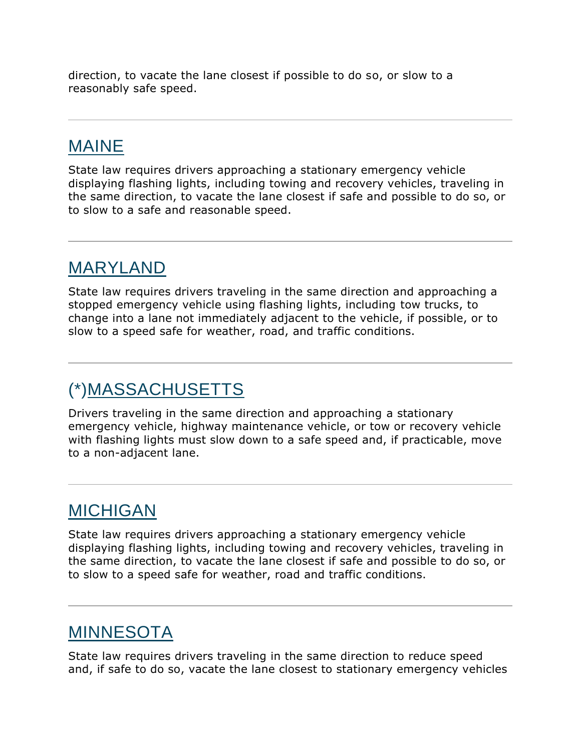direction, to vacate the lane closest if possible to do so, or slow to a reasonably safe speed.

---

## MAINE

State law requires drivers approaching a stationary emergency vehicle displaying flashing lights, including towing and recovery vehicles, traveling in the same direction, to vacate the lane closest if safe and possible to do so, or to slow to a safe and reasonable speed.

---

## MARYLAND

State law requires drivers traveling in the same direction and approaching a stopped emergency vehicle using flashing lights, including tow trucks, to change into a lane not immediately adjacent to the vehicle, if possible, or to slow to a speed safe for weather, road, and traffic conditions.

---

## (*)MASSACHUSETTS

Drivers traveling in the same direction and approaching a stationary emergency vehicle, highway maintenance vehicle, or tow or recovery vehicle with flashing lights must slow down to a safe speed and, if practicable, move to a non-adjacent lane.

---

## MICHIGAN

State law requires drivers approaching a stationary emergency vehicle displaying flashing lights, including towing and recovery vehicles, traveling in the same direction, to vacate the lane closest if safe and possible to do so, or to slow to a speed safe for weather, road and traffic conditions.

---

## MINNESOTA

State law requires drivers traveling in the same direction to reduce speed and, if safe to do so, vacate the lane closest to stationary emergency vehicles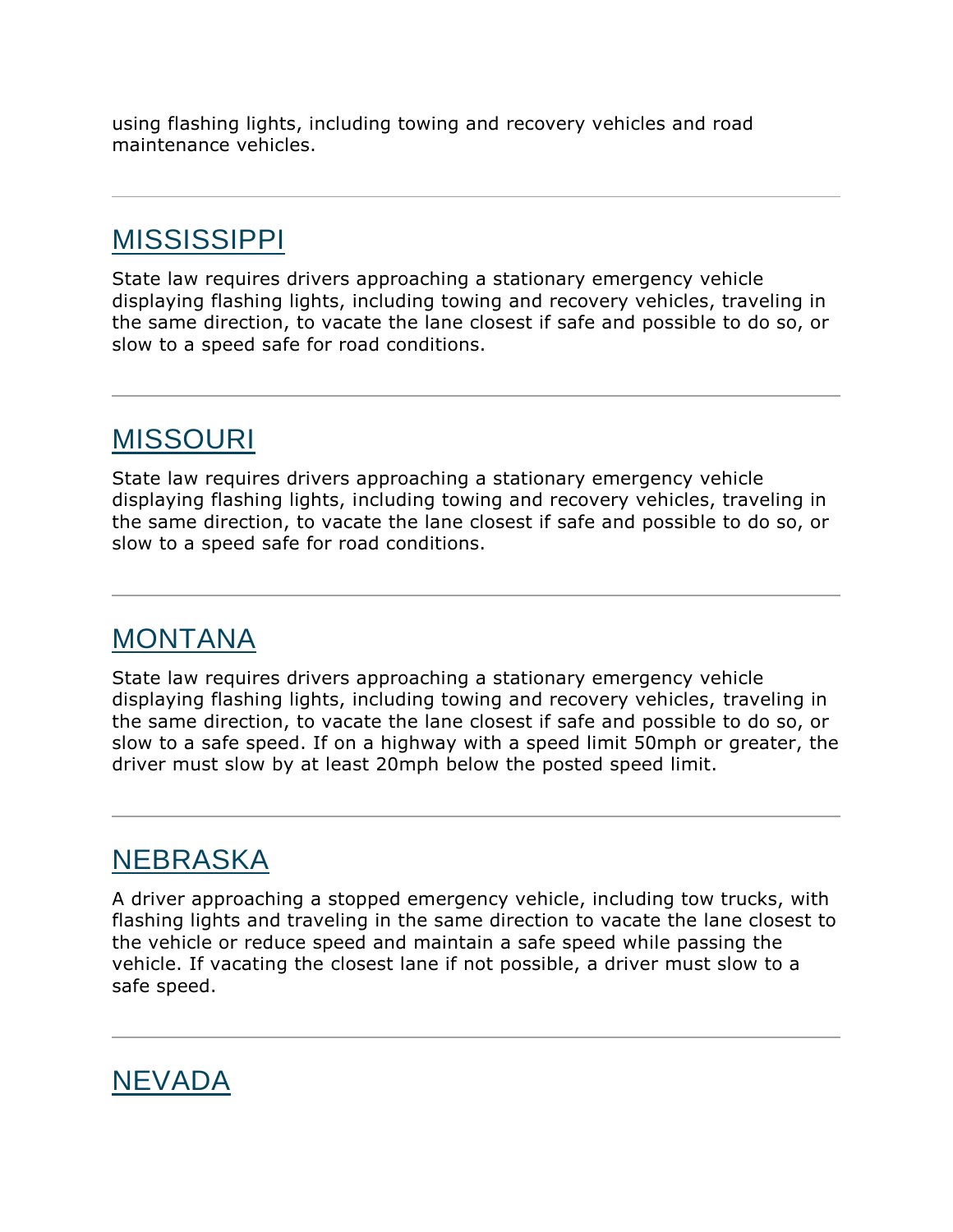using flashing lights, including towing and recovery vehicles and road maintenance vehicles.

---

## MISSISSIPPI

State law requires drivers approaching a stationary emergency vehicle displaying flashing lights, including towing and recovery vehicles, traveling in the same direction, to vacate the lane closest if safe and possible to do so, or slow to a speed safe for road conditions.

---

## MISSOURI

State law requires drivers approaching a stationary emergency vehicle displaying flashing lights, including towing and recovery vehicles, traveling in the same direction, to vacate the lane closest if safe and possible to do so, or slow to a speed safe for road conditions.

---

## MONTANA

State law requires drivers approaching a stationary emergency vehicle displaying flashing lights, including towing and recovery vehicles, traveling in the same direction, to vacate the lane closest if safe and possible to do so, or slow to a safe speed. If on a highway with a speed limit 50mph or greater, the driver must slow by at least 20mph below the posted speed limit.

---

## NEBRASKA

A driver approaching a stopped emergency vehicle, including tow trucks, with flashing lights and traveling in the same direction to vacate the lane closest to the vehicle or reduce speed and maintain a safe speed while passing the vehicle. If vacating the closest lane if not possible, a driver must slow to a safe speed.

---

## NEVADA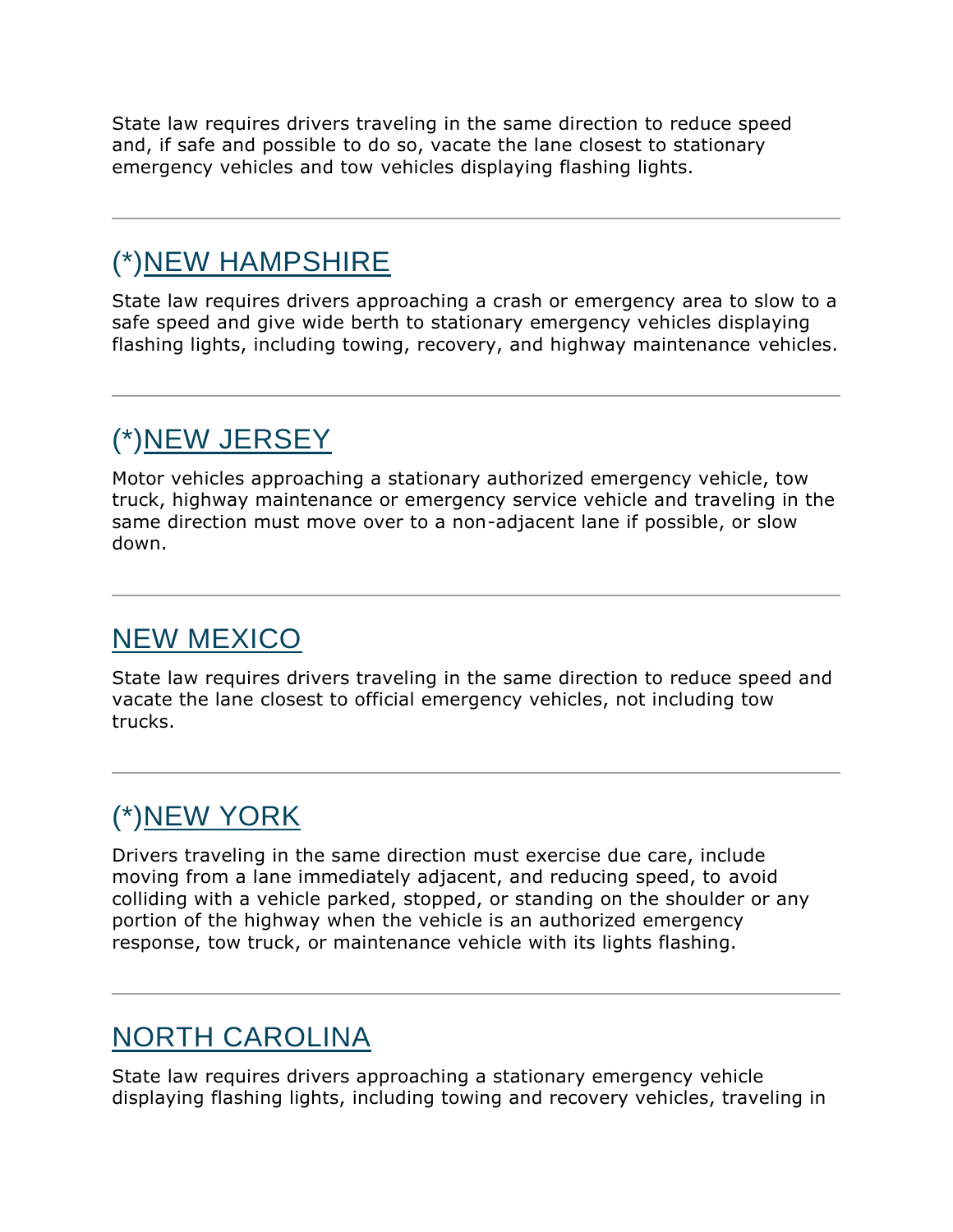State law requires drivers traveling in the same direction to reduce speed and, if safe and possible to do so, vacate the lane closest to stationary emergency vehicles and tow vehicles displaying flashing lights.

---

## (*)NEW HAMPSHIRE

State law requires drivers approaching a crash or emergency area to slow to a safe speed and give wide berth to stationary emergency vehicles displaying flashing lights, including towing, recovery, and highway maintenance vehicles.

---

## (*)NEW JERSEY

Motor vehicles approaching a stationary authorized emergency vehicle, tow truck, highway maintenance or emergency service vehicle and traveling in the same direction must move over to a non-adjacent lane if possible, or slow down.

---

## NEW MEXICO

State law requires drivers traveling in the same direction to reduce speed and vacate the lane closest to official emergency vehicles, not including tow trucks.

---

## (*)NEW YORK

Drivers traveling in the same direction must exercise due care, include moving from a lane immediately adjacent, and reducing speed, to avoid colliding with a vehicle parked, stopped, or standing on the shoulder or any portion of the highway when the vehicle is an authorized emergency response, tow truck, or maintenance vehicle with its lights flashing.

---

## NORTH CAROLINA

State law requires drivers approaching a stationary emergency vehicle displaying flashing lights, including towing and recovery vehicles, traveling in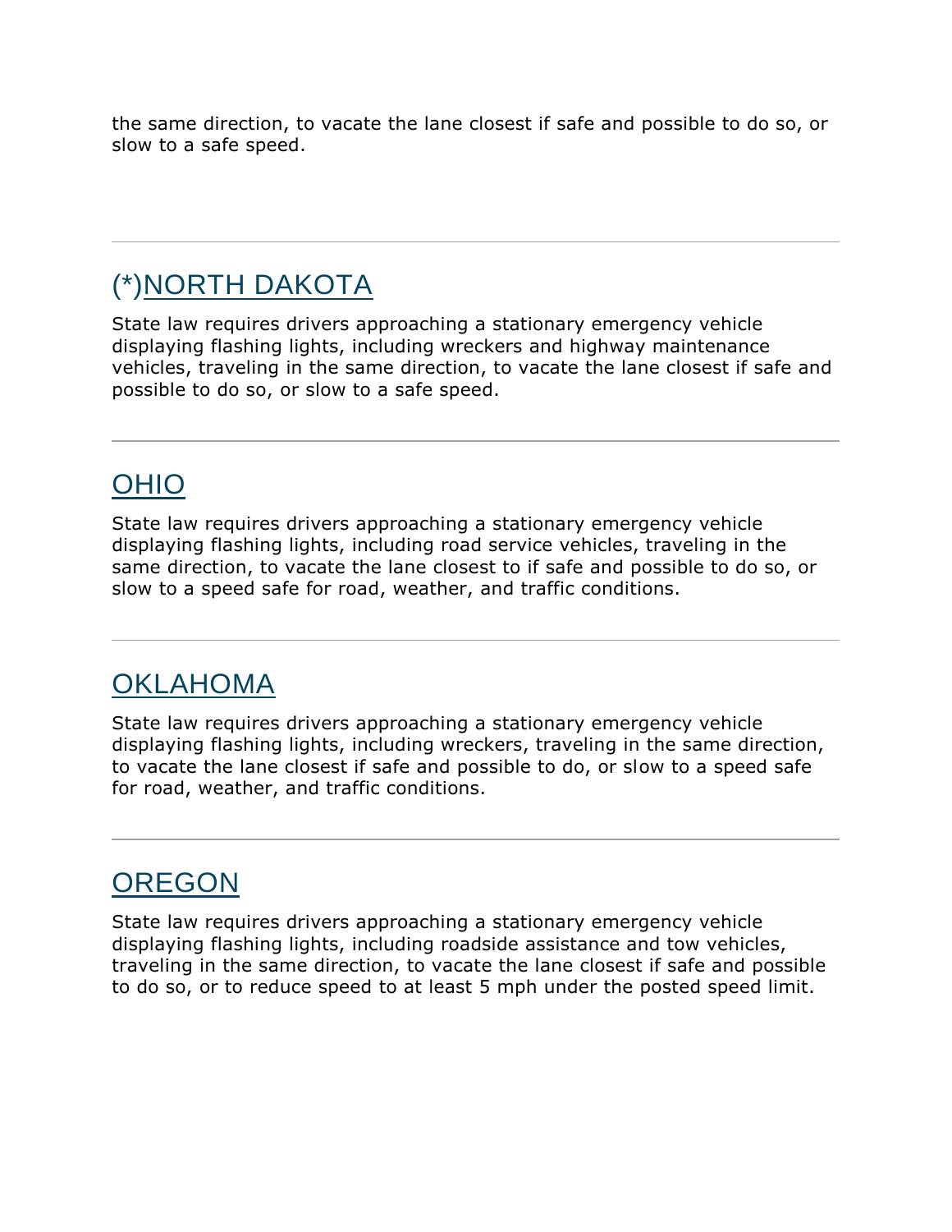the same direction, to vacate the lane closest if safe and possible to do so, or slow to a safe speed.

---

## (*)NORTH DAKOTA

State law requires drivers approaching a stationary emergency vehicle displaying flashing lights, including wreckers and highway maintenance vehicles, traveling in the same direction, to vacate the lane closest if safe and possible to do so, or slow to a safe speed.

---

## OHIO

State law requires drivers approaching a stationary emergency vehicle displaying flashing lights, including road service vehicles, traveling in the same direction, to vacate the lane closest to if safe and possible to do so, or slow to a speed safe for road, weather, and traffic conditions.

---

## OKLAHOMA

State law requires drivers approaching a stationary emergency vehicle displaying flashing lights, including wreckers, traveling in the same direction, to vacate the lane closest if safe and possible to do, or slow to a speed safe for road, weather, and traffic conditions.

---

## OREGON

State law requires drivers approaching a stationary emergency vehicle displaying flashing lights, including roadside assistance and tow vehicles, traveling in the same direction, to vacate the lane closest if safe and possible to do so, or to reduce speed to at least 5 mph under the posted speed limit.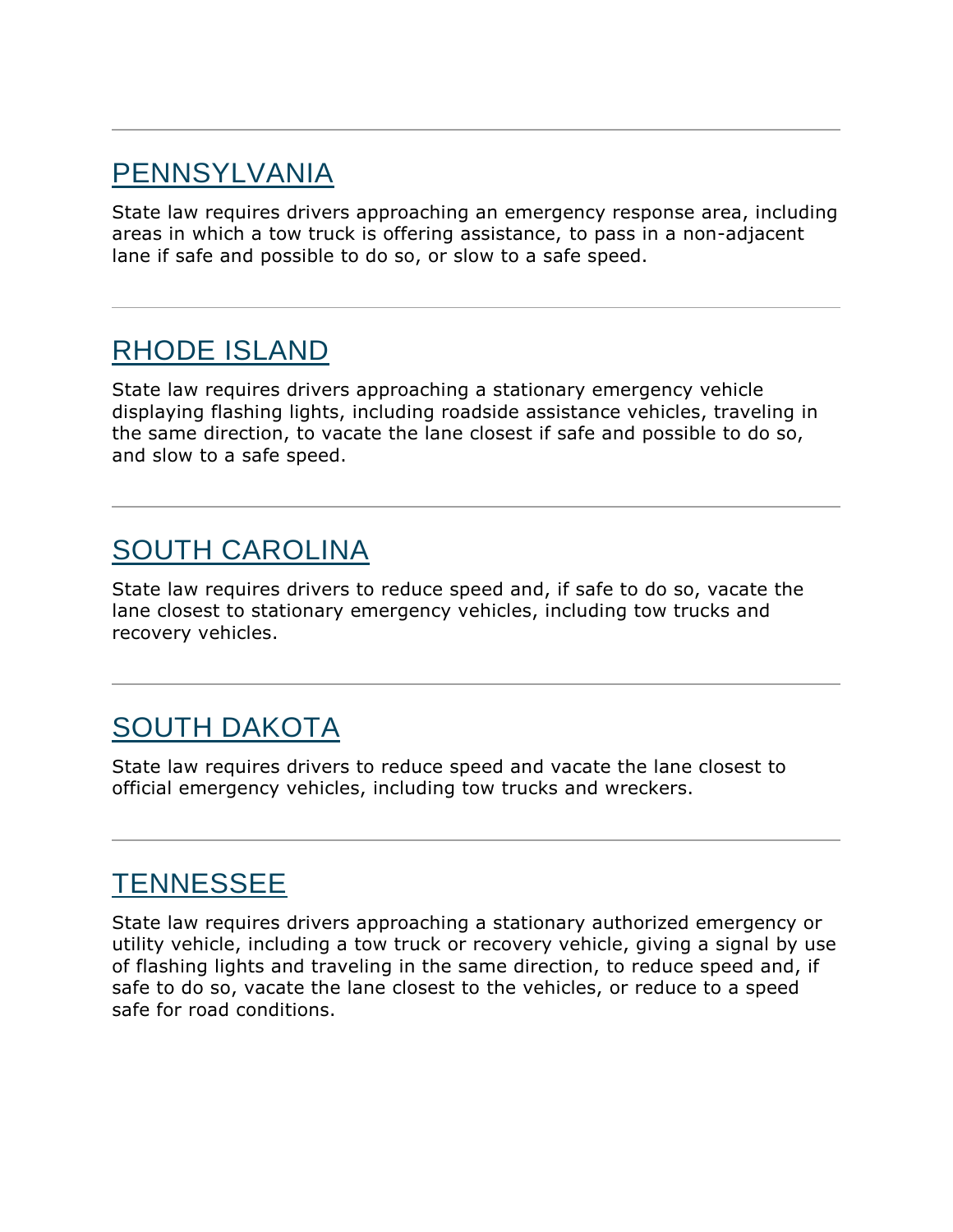## PENNSYLVANIA

State law requires drivers approaching an emergency response area, including areas in which a tow truck is offering assistance, to pass in a non-adjacent lane if safe and possible to do so, or slow to a safe speed.

## RHODE ISLAND

State law requires drivers approaching a stationary emergency vehicle displaying flashing lights, including roadside assistance vehicles, traveling in the same direction, to vacate the lane closest if safe and possible to do so, and slow to a safe speed.

## SOUTH CAROLINA

State law requires drivers to reduce speed and, if safe to do so, vacate the lane closest to stationary emergency vehicles, including tow trucks and recovery vehicles.

## SOUTH DAKOTA

State law requires drivers to reduce speed and vacate the lane closest to official emergency vehicles, including tow trucks and wreckers.

## TENNESSEE

State law requires drivers approaching a stationary authorized emergency or utility vehicle, including a tow truck or recovery vehicle, giving a signal by use of flashing lights and traveling in the same direction, to reduce speed and, if safe to do so, vacate the lane closest to the vehicles, or reduce to a speed safe for road conditions.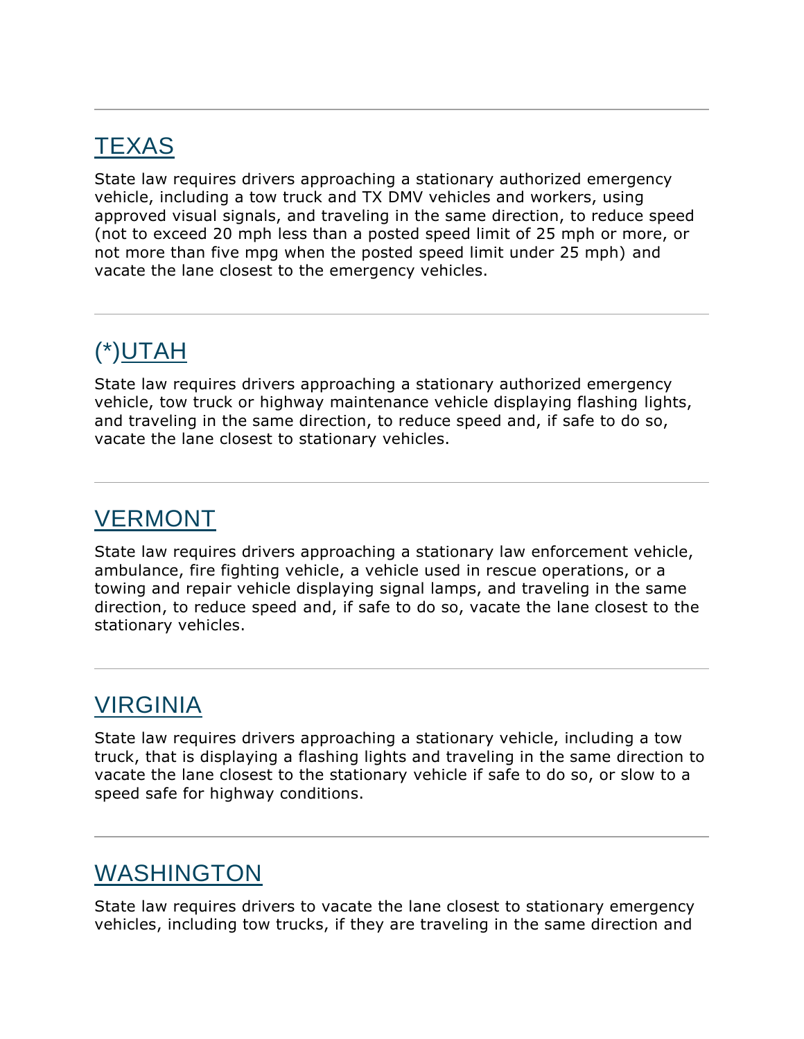## TEXAS

State law requires drivers approaching a stationary authorized emergency vehicle, including a tow truck and TX DMV vehicles and workers, using approved visual signals, and traveling in the same direction, to reduce speed (not to exceed 20 mph less than a posted speed limit of 25 mph or more, or not more than five mpg when the posted speed limit under 25 mph) and vacate the lane closest to the emergency vehicles.

---

## (*)UTAH

State law requires drivers approaching a stationary authorized emergency vehicle, tow truck or highway maintenance vehicle displaying flashing lights, and traveling in the same direction, to reduce speed and, if safe to do so, vacate the lane closest to stationary vehicles.

---

## VERMONT

State law requires drivers approaching a stationary law enforcement vehicle, ambulance, fire fighting vehicle, a vehicle used in rescue operations, or a towing and repair vehicle displaying signal lamps, and traveling in the same direction, to reduce speed and, if safe to do so, vacate the lane closest to the stationary vehicles.

---

## VIRGINIA

State law requires drivers approaching a stationary vehicle, including a tow truck, that is displaying a flashing lights and traveling in the same direction to vacate the lane closest to the stationary vehicle if safe to do so, or slow to a speed safe for highway conditions.

---

## WASHINGTON

State law requires drivers to vacate the lane closest to stationary emergency vehicles, including tow trucks, if they are traveling in the same direction and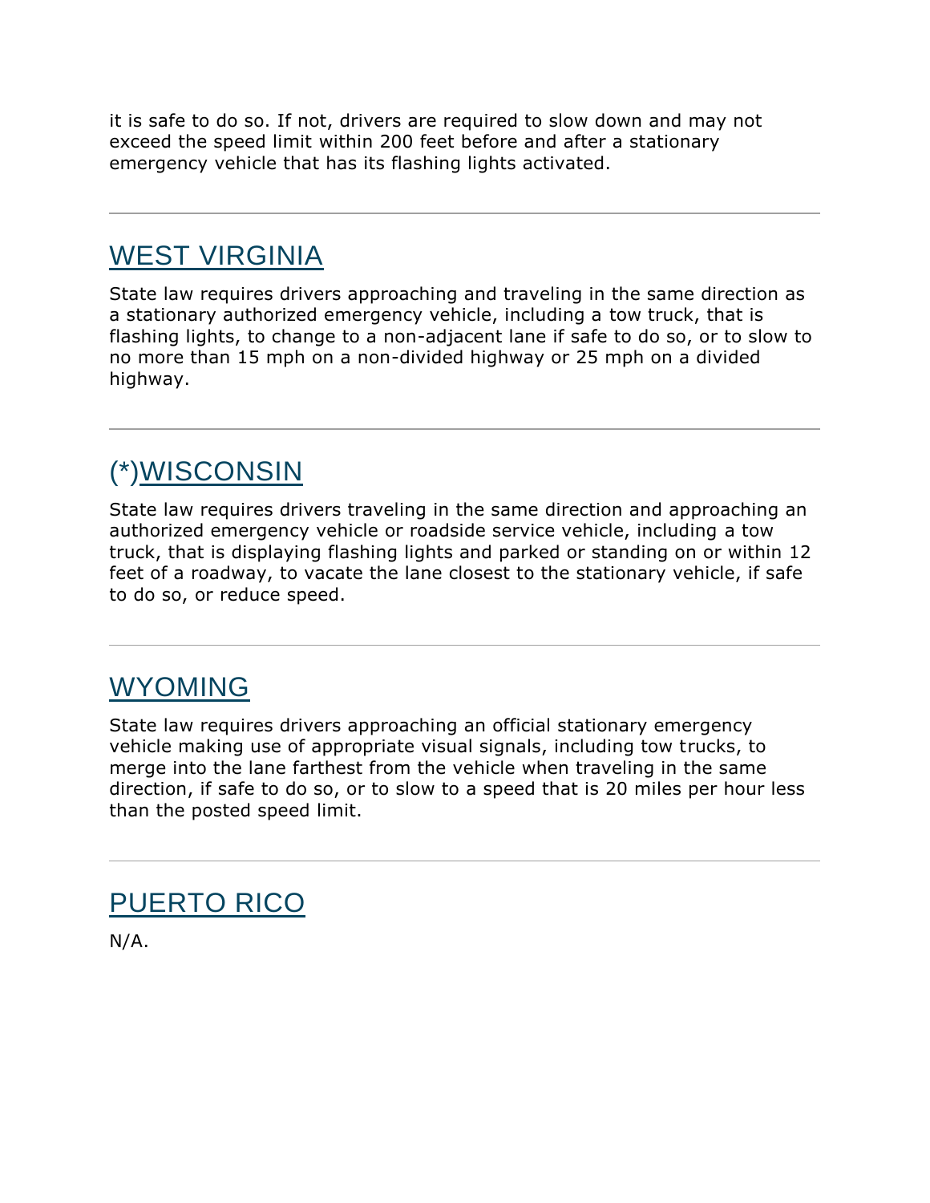it is safe to do so. If not, drivers are required to slow down and may not exceed the speed limit within 200 feet before and after a stationary emergency vehicle that has its flashing lights activated.

---

## WEST VIRGINIA

State law requires drivers approaching and traveling in the same direction as a stationary authorized emergency vehicle, including a tow truck, that is flashing lights, to change to a non-adjacent lane if safe to do so, or to slow to no more than 15 mph on a non-divided highway or 25 mph on a divided highway.

---

## (*)WISCONSIN

State law requires drivers traveling in the same direction and approaching an authorized emergency vehicle or roadside service vehicle, including a tow truck, that is displaying flashing lights and parked or standing on or within 12 feet of a roadway, to vacate the lane closest to the stationary vehicle, if safe to do so, or reduce speed.

---

## WYOMING

State law requires drivers approaching an official stationary emergency vehicle making use of appropriate visual signals, including tow trucks, to merge into the lane farthest from the vehicle when traveling in the same direction, if safe to do so, or to slow to a speed that is 20 miles per hour less than the posted speed limit.

---

## PUERTO RICO

N/A.